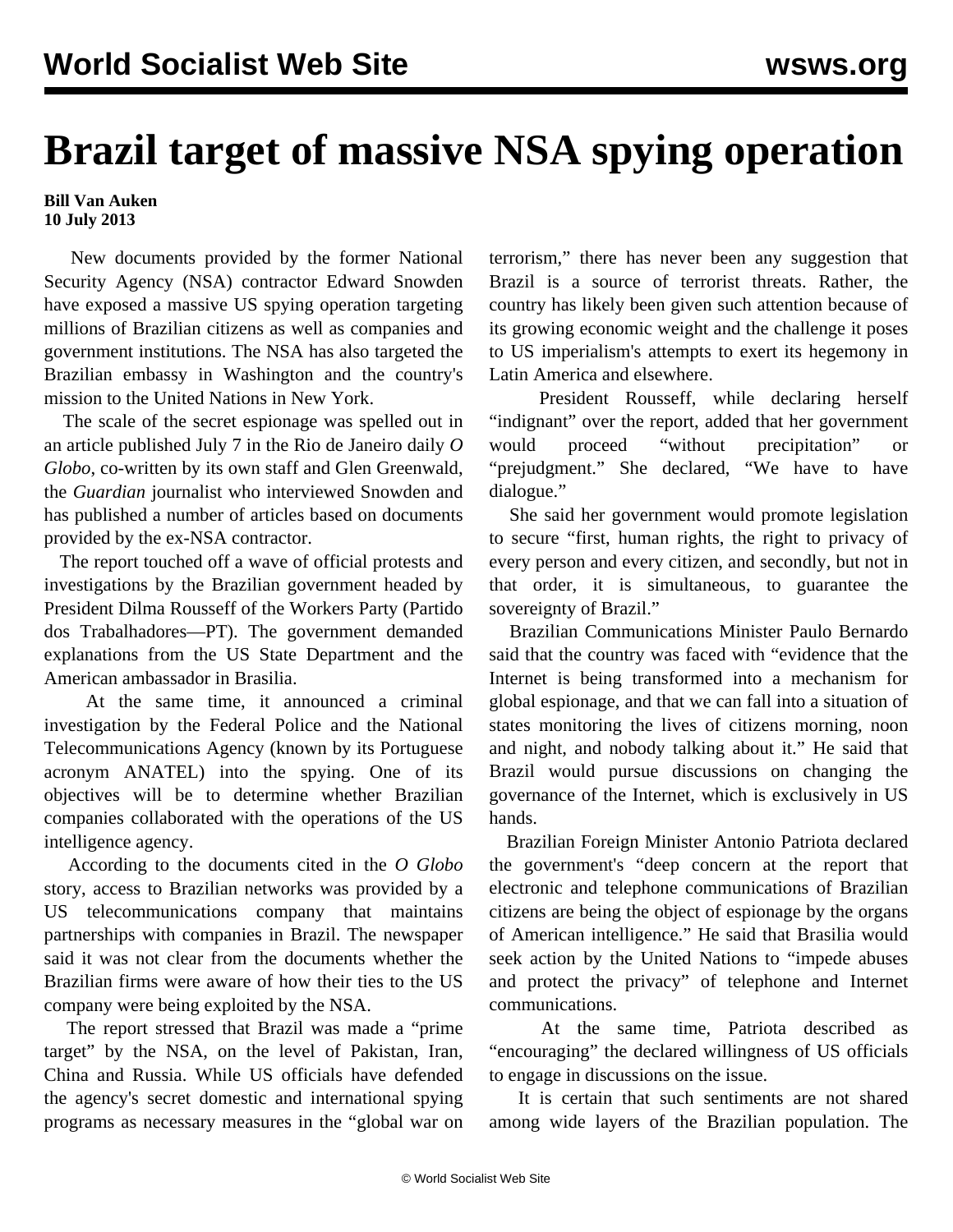# Brazil target of massive NSA spying operation

**Bill Van Auken**
**10 July 2013**

New documents provided by the former National Security Agency (NSA) contractor Edward Snowden have exposed a massive US spying operation targeting millions of Brazilian citizens as well as companies and government institutions. The NSA has also targeted the Brazilian embassy in Washington and the country's mission to the United Nations in New York.

The scale of the secret espionage was spelled out in an article published July 7 in the Rio de Janeiro daily *O Globo*, co-written by its own staff and Glen Greenwald, the *Guardian* journalist who interviewed Snowden and has published a number of articles based on documents provided by the ex-NSA contractor.

The report touched off a wave of official protests and investigations by the Brazilian government headed by President Dilma Rousseff of the Workers Party (Partido dos Trabalhadores—PT). The government demanded explanations from the US State Department and the American ambassador in Brasilia.

At the same time, it announced a criminal investigation by the Federal Police and the National Telecommunications Agency (known by its Portuguese acronym ANATEL) into the spying. One of its objectives will be to determine whether Brazilian companies collaborated with the operations of the US intelligence agency.

According to the documents cited in the *O Globo* story, access to Brazilian networks was provided by a US telecommunications company that maintains partnerships with companies in Brazil. The newspaper said it was not clear from the documents whether the Brazilian firms were aware of how their ties to the US company were being exploited by the NSA.

The report stressed that Brazil was made a "prime target" by the NSA, on the level of Pakistan, Iran, China and Russia. While US officials have defended the agency's secret domestic and international spying programs as necessary measures in the "global war on terrorism," there has never been any suggestion that Brazil is a source of terrorist threats. Rather, the country has likely been given such attention because of its growing economic weight and the challenge it poses to US imperialism's attempts to exert its hegemony in Latin America and elsewhere.

President Rousseff, while declaring herself "indignant" over the report, added that her government would proceed "without precipitation" or "prejudgment." She declared, "We have to have dialogue."

She said her government would promote legislation to secure "first, human rights, the right to privacy of every person and every citizen, and secondly, but not in that order, it is simultaneous, to guarantee the sovereignty of Brazil."

Brazilian Communications Minister Paulo Bernardo said that the country was faced with "evidence that the Internet is being transformed into a mechanism for global espionage, and that we can fall into a situation of states monitoring the lives of citizens morning, noon and night, and nobody talking about it." He said that Brazil would pursue discussions on changing the governance of the Internet, which is exclusively in US hands.

Brazilian Foreign Minister Antonio Patriota declared the government's "deep concern at the report that electronic and telephone communications of Brazilian citizens are being the object of espionage by the organs of American intelligence." He said that Brasilia would seek action by the United Nations to "impede abuses and protect the privacy" of telephone and Internet communications.

At the same time, Patriota described as "encouraging" the declared willingness of US officials to engage in discussions on the issue.

It is certain that such sentiments are not shared among wide layers of the Brazilian population. The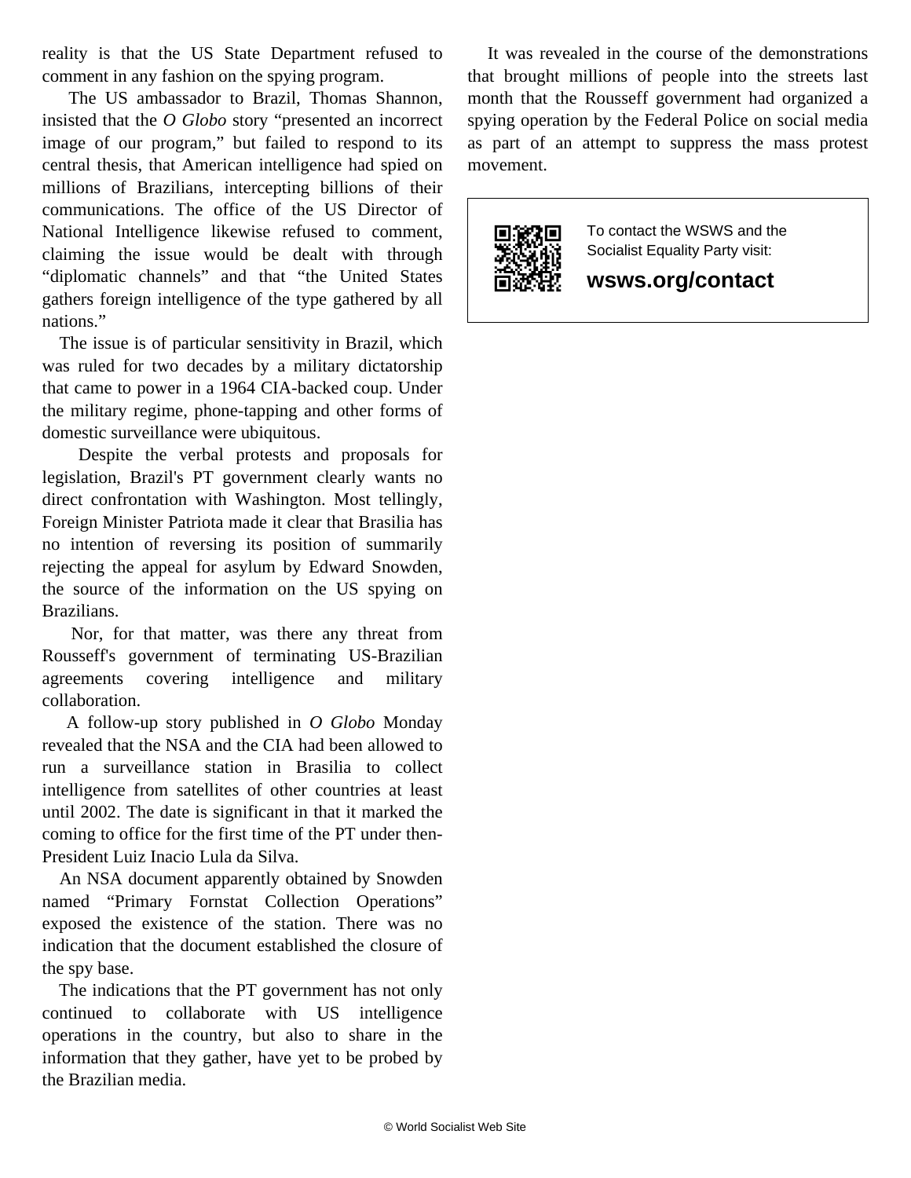reality is that the US State Department refused to comment in any fashion on the spying program.

The US ambassador to Brazil, Thomas Shannon, insisted that the *O Globo* story "presented an incorrect image of our program," but failed to respond to its central thesis, that American intelligence had spied on millions of Brazilians, intercepting billions of their communications. The office of the US Director of National Intelligence likewise refused to comment, claiming the issue would be dealt with through "diplomatic channels" and that "the United States gathers foreign intelligence of the type gathered by all nations."

The issue is of particular sensitivity in Brazil, which was ruled for two decades by a military dictatorship that came to power in a 1964 CIA-backed coup. Under the military regime, phone-tapping and other forms of domestic surveillance were ubiquitous.

Despite the verbal protests and proposals for legislation, Brazil's PT government clearly wants no direct confrontation with Washington. Most tellingly, Foreign Minister Patriota made it clear that Brasilia has no intention of reversing its position of summarily rejecting the appeal for asylum by Edward Snowden, the source of the information on the US spying on Brazilians.

Nor, for that matter, was there any threat from Rousseff's government of terminating US-Brazilian agreements covering intelligence and military collaboration.

A follow-up story published in *O Globo* Monday revealed that the NSA and the CIA had been allowed to run a surveillance station in Brasilia to collect intelligence from satellites of other countries at least until 2002. The date is significant in that it marked the coming to office for the first time of the PT under then-President Luiz Inacio Lula da Silva.

An NSA document apparently obtained by Snowden named "Primary Fornstat Collection Operations" exposed the existence of the station. There was no indication that the document established the closure of the spy base.

The indications that the PT government has not only continued to collaborate with US intelligence operations in the country, but also to share in the information that they gather, have yet to be probed by the Brazilian media.

It was revealed in the course of the demonstrations that brought millions of people into the streets last month that the Rousseff government had organized a spying operation by the Federal Police on social media as part of an attempt to suppress the mass protest movement.

To contact the WSWS and the Socialist Equality Party visit:

**wsws.org/contact**